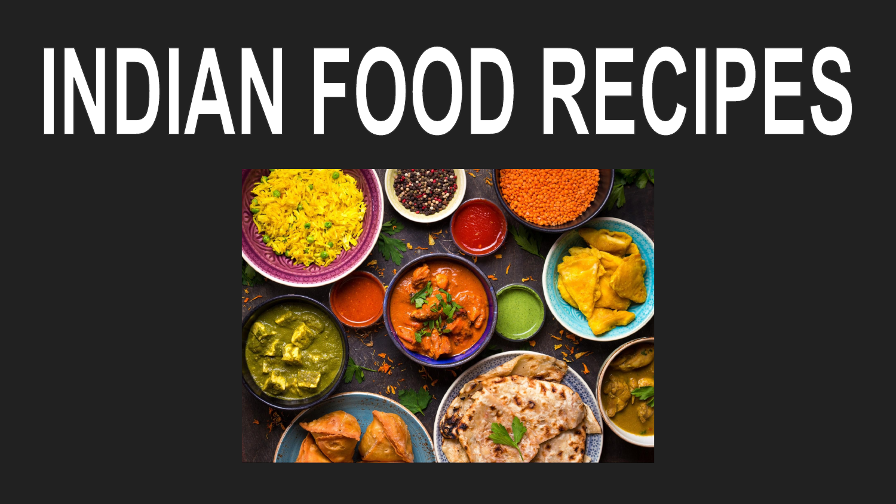# INDIAN FOOD RECIPES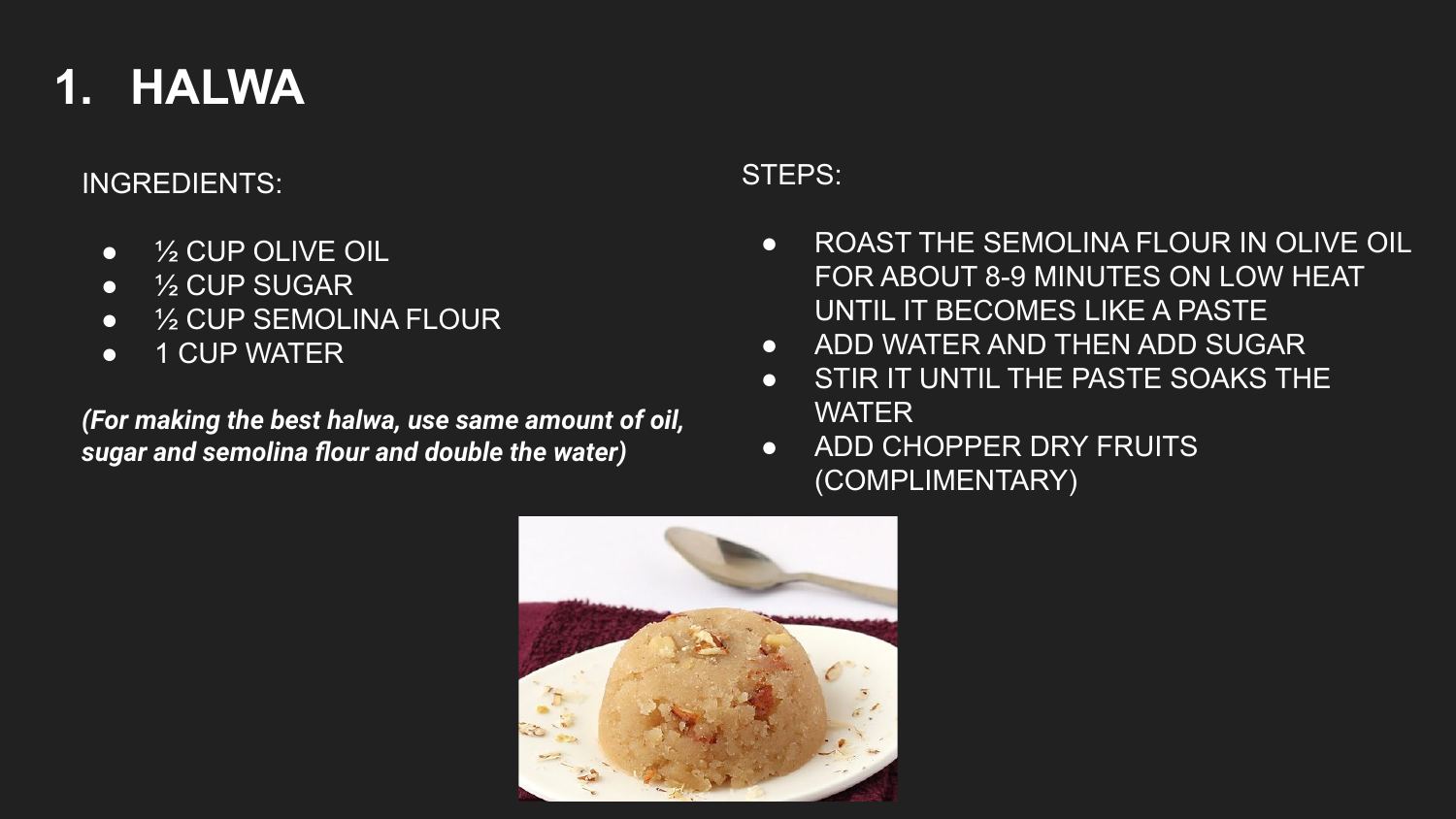# 1. HALWA

INGREDIENTS:

- ½ CUP OLIVE OIL
- ½ CUP SUGAR
- ½ CUP SEMOLINA FLOUR
- 1 CUP WATER

***(For making the best halwa, use same amount of oil, sugar and semolina flour and double the water)***

STEPS:

- ROAST THE SEMOLINA FLOUR IN OLIVE OIL FOR ABOUT 8-9 MINUTES ON LOW HEAT UNTIL IT BECOMES LIKE A PASTE
- ADD WATER AND THEN ADD SUGAR
- STIR IT UNTIL THE PASTE SOAKS THE WATER
- ADD CHOPPER DRY FRUITS (COMPLIMENTARY)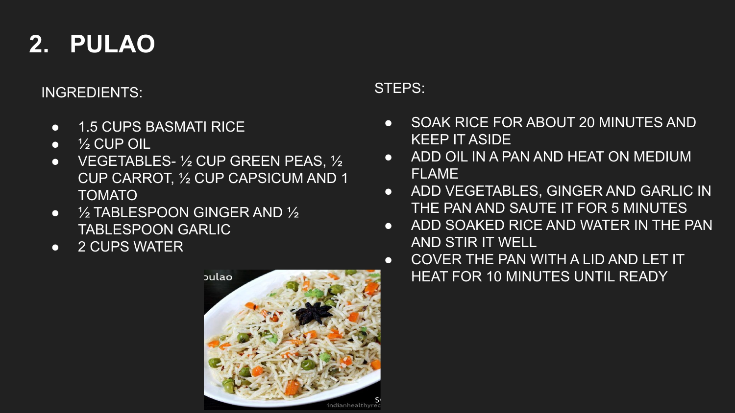# 2. PULAO

INGREDIENTS:

- 1.5 CUPS BASMATI RICE
- ½ CUP OIL
- VEGETABLES- ½ CUP GREEN PEAS, ½ CUP CARROT, ½ CUP CAPSICUM AND 1 TOMATO
- ½ TABLESPOON GINGER AND ½ TABLESPOON GARLIC
- 2 CUPS WATER

STEPS:

- SOAK RICE FOR ABOUT 20 MINUTES AND KEEP IT ASIDE
- ADD OIL IN A PAN AND HEAT ON MEDIUM FLAME
- ADD VEGETABLES, GINGER AND GARLIC IN THE PAN AND SAUTE IT FOR 5 MINUTES
- ADD SOAKED RICE AND WATER IN THE PAN AND STIR IT WELL
- COVER THE PAN WITH A LID AND LET IT HEAT FOR 10 MINUTES UNTIL READY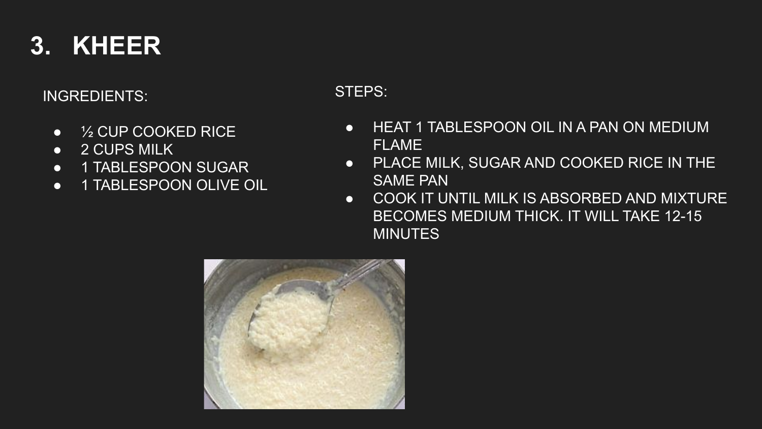# 3. KHEER

INGREDIENTS:

- ½ CUP COOKED RICE
- 2 CUPS MILK
- 1 TABLESPOON SUGAR
- 1 TABLESPOON OLIVE OIL

STEPS:

- HEAT 1 TABLESPOON OIL IN A PAN ON MEDIUM FLAME
- PLACE MILK, SUGAR AND COOKED RICE IN THE SAME PAN
- COOK IT UNTIL MILK IS ABSORBED AND MIXTURE BECOMES MEDIUM THICK. IT WILL TAKE 12-15 MINUTES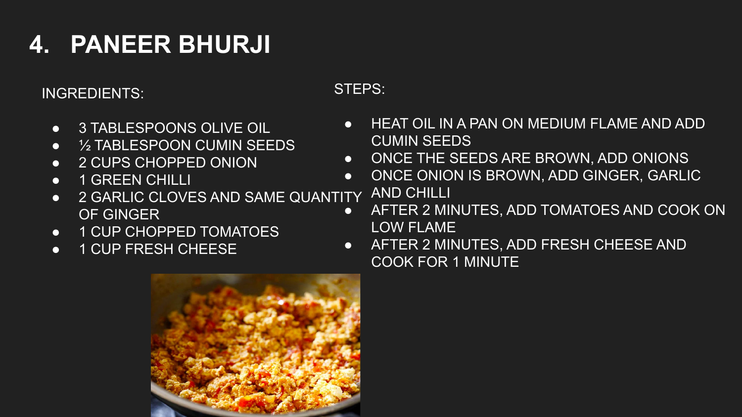# 4. PANEER BHURJI

INGREDIENTS:

- 3 TABLESPOONS OLIVE OIL
- ½ TABLESPOON CUMIN SEEDS
- 2 CUPS CHOPPED ONION
- 1 GREEN CHILLI
- 2 GARLIC CLOVES AND SAME QUANTITY OF GINGER
- 1 CUP CHOPPED TOMATOES
- 1 CUP FRESH CHEESE

STEPS:

- HEAT OIL IN A PAN ON MEDIUM FLAME AND ADD CUMIN SEEDS
- ONCE THE SEEDS ARE BROWN, ADD ONIONS
- ONCE ONION IS BROWN, ADD GINGER, GARLIC AND CHILLI
- AFTER 2 MINUTES, ADD TOMATOES AND COOK ON LOW FLAME
- AFTER 2 MINUTES, ADD FRESH CHEESE AND COOK FOR 1 MINUTE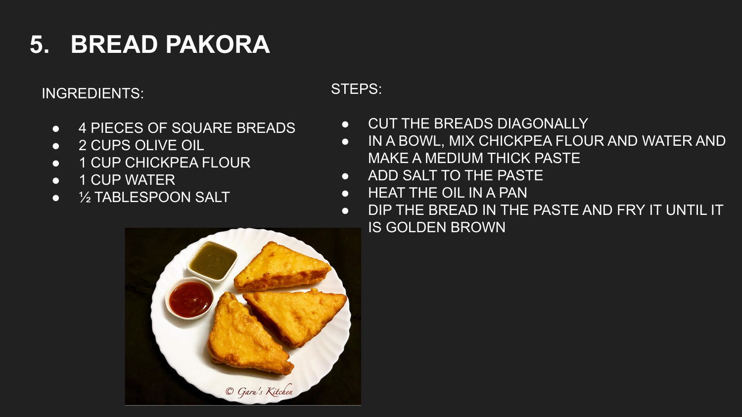# 5. BREAD PAKORA

INGREDIENTS:

- 4 PIECES OF SQUARE BREADS
- 2 CUPS OLIVE OIL
- 1 CUP CHICKPEA FLOUR
- 1 CUP WATER
- ½ TABLESPOON SALT

STEPS:

- CUT THE BREADS DIAGONALLY
- IN A BOWL, MIX CHICKPEA FLOUR AND WATER AND MAKE A MEDIUM THICK PASTE
- ADD SALT TO THE PASTE
- HEAT THE OIL IN A PAN
- DIP THE BREAD IN THE PASTE AND FRY IT UNTIL IT IS GOLDEN BROWN